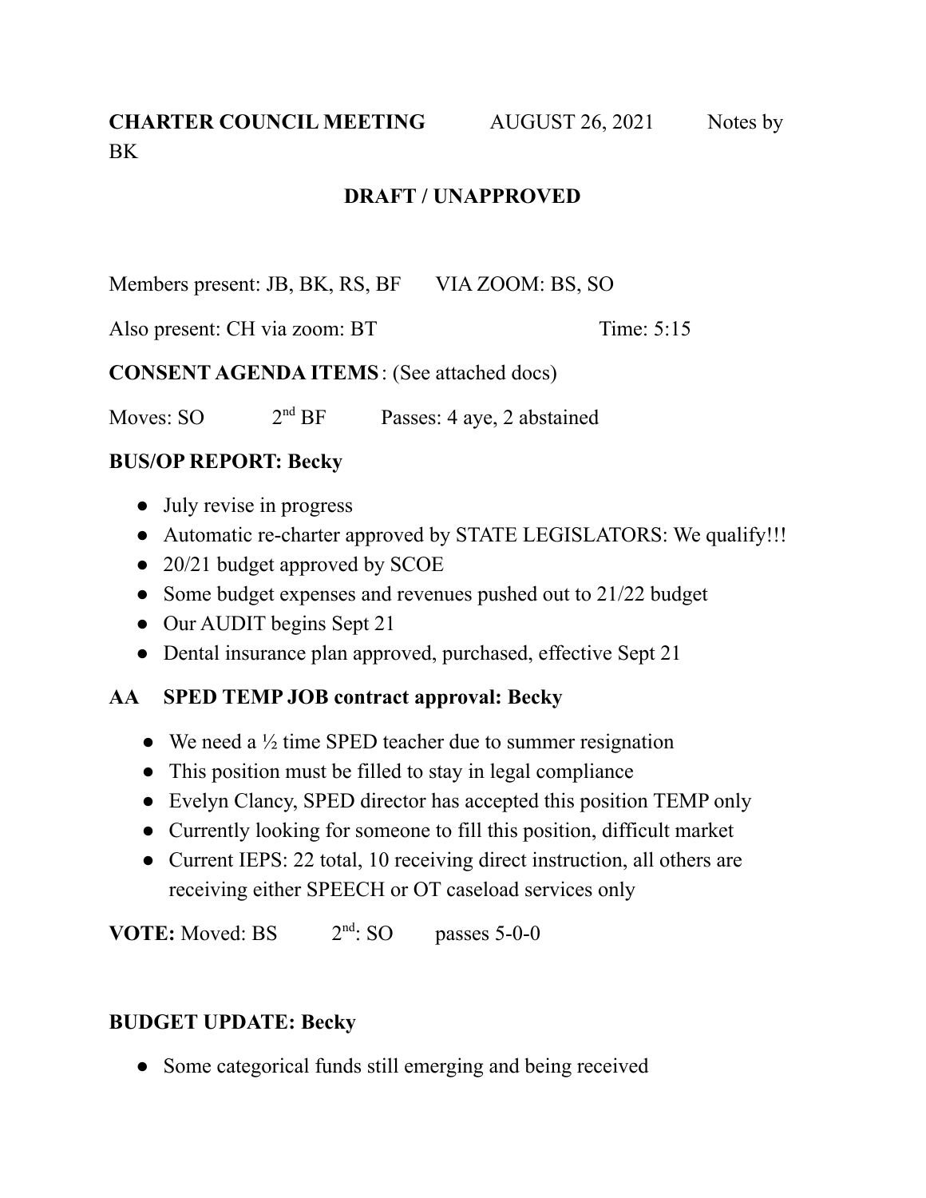**CHARTER COUNCIL MEETING** AUGUST 26, 2021 Notes by BK

**DRAFT / UNAPPROVED**

Members present: JB, BK, RS, BF VIA ZOOM: BS, SO

Also present: CH via zoom: BT Time: 5:15

**CONSENT AGENDA ITEMS**: (See attached docs)

Moves: SO 2nd BF Passes: 4 aye, 2 abstained

**BUS/OP REPORT: Becky**

- July revise in progress
- Automatic re-charter approved by STATE LEGISLATORS: We qualify!!!
- 20/21 budget approved by SCOE
- Some budget expenses and revenues pushed out to 21/22 budget
- Our AUDIT begins Sept 21
- Dental insurance plan approved, purchased, effective Sept 21

**AA SPED TEMP JOB contract approval: Becky**

- We need a ½ time SPED teacher due to summer resignation
- This position must be filled to stay in legal compliance
- Evelyn Clancy, SPED director has accepted this position TEMP only
- Currently looking for someone to fill this position, difficult market
- Current IEPS: 22 total, 10 receiving direct instruction, all others are receiving either SPEECH or OT caseload services only

**VOTE:** Moved: BS 2nd: SO passes 5-0-0

**BUDGET UPDATE: Becky**

- Some categorical funds still emerging and being received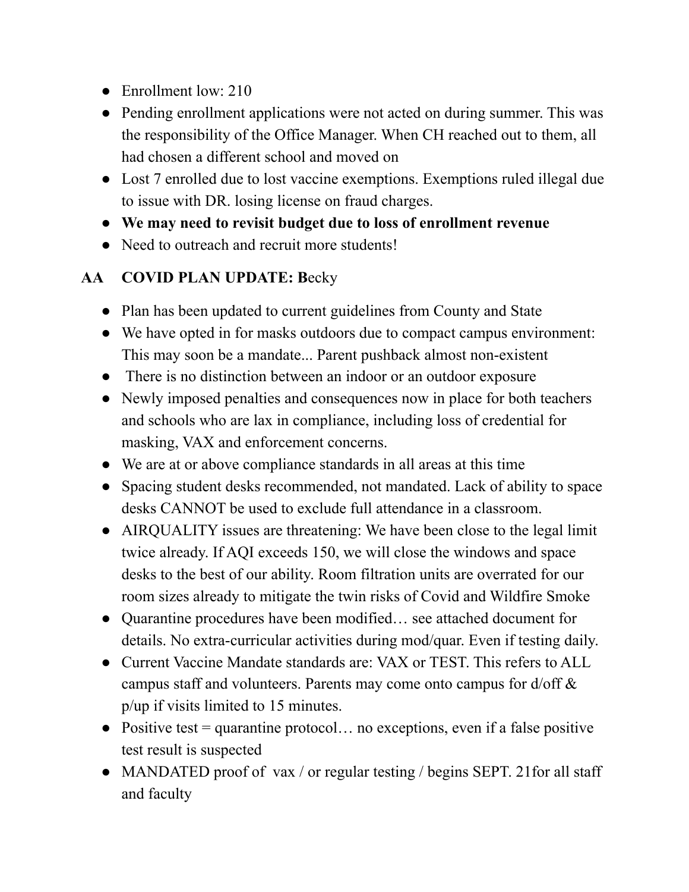- Enrollment low: 210
- Pending enrollment applications were not acted on during summer. This was the responsibility of the Office Manager. When CH reached out to them, all had chosen a different school and moved on
- Lost 7 enrolled due to lost vaccine exemptions. Exemptions ruled illegal due to issue with DR. losing license on fraud charges.
- **We may need to revisit budget due to loss of enrollment revenue**
- Need to outreach and recruit more students!

**AA COVID PLAN UPDATE: B**ecky

- Plan has been updated to current guidelines from County and State
- We have opted in for masks outdoors due to compact campus environment: This may soon be a mandate... Parent pushback almost non-existent
- There is no distinction between an indoor or an outdoor exposure
- Newly imposed penalties and consequences now in place for both teachers and schools who are lax in compliance, including loss of credential for masking, VAX and enforcement concerns.
- We are at or above compliance standards in all areas at this time
- Spacing student desks recommended, not mandated. Lack of ability to space desks CANNOT be used to exclude full attendance in a classroom.
- AIRQUALITY issues are threatening: We have been close to the legal limit twice already. If AQI exceeds 150, we will close the windows and space desks to the best of our ability. Room filtration units are overrated for our room sizes already to mitigate the twin risks of Covid and Wildfire Smoke
- Quarantine procedures have been modified… see attached document for details. No extra-curricular activities during mod/quar. Even if testing daily.
- Current Vaccine Mandate standards are: VAX or TEST. This refers to ALL campus staff and volunteers. Parents may come onto campus for d/off & p/up if visits limited to 15 minutes.
- Positive test = quarantine protocol… no exceptions, even if a false positive test result is suspected
- MANDATED proof of vax / or regular testing / begins SEPT. 21for all staff and faculty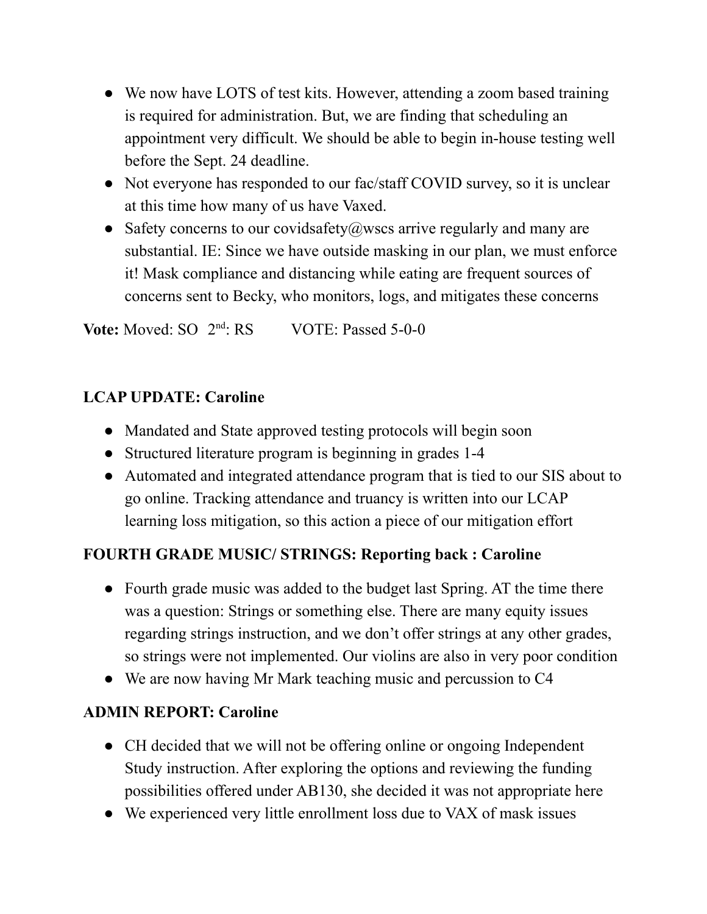- We now have LOTS of test kits. However, attending a zoom based training is required for administration. But, we are finding that scheduling an appointment very difficult. We should be able to begin in-house testing well before the Sept. 24 deadline.
- Not everyone has responded to our fac/staff COVID survey, so it is unclear at this time how many of us have Vaxed.
- Safety concerns to our covidsafety@wscs arrive regularly and many are substantial. IE: Since we have outside masking in our plan, we must enforce it! Mask compliance and distancing while eating are frequent sources of concerns sent to Becky, who monitors, logs, and mitigates these concerns

**Vote:** Moved: SO 2nd: RS VOTE: Passed 5-0-0

**LCAP UPDATE: Caroline**

- Mandated and State approved testing protocols will begin soon
- Structured literature program is beginning in grades 1-4
- Automated and integrated attendance program that is tied to our SIS about to go online. Tracking attendance and truancy is written into our LCAP learning loss mitigation, so this action a piece of our mitigation effort

**FOURTH GRADE MUSIC/ STRINGS: Reporting back : Caroline**

- Fourth grade music was added to the budget last Spring. AT the time there was a question: Strings or something else. There are many equity issues regarding strings instruction, and we don't offer strings at any other grades, so strings were not implemented. Our violins are also in very poor condition
- We are now having Mr Mark teaching music and percussion to C4

**ADMIN REPORT: Caroline**

- CH decided that we will not be offering online or ongoing Independent Study instruction. After exploring the options and reviewing the funding possibilities offered under AB130, she decided it was not appropriate here
- We experienced very little enrollment loss due to VAX of mask issues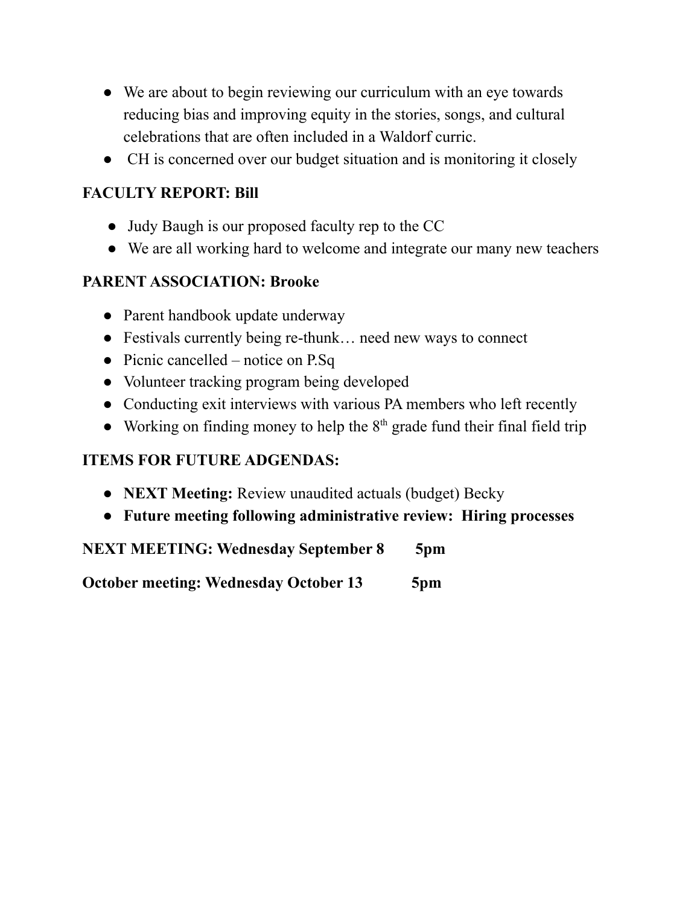- We are about to begin reviewing our curriculum with an eye towards reducing bias and improving equity in the stories, songs, and cultural celebrations that are often included in a Waldorf curric.
- CH is concerned over our budget situation and is monitoring it closely

**FACULTY REPORT: Bill**

- Judy Baugh is our proposed faculty rep to the CC
- We are all working hard to welcome and integrate our many new teachers

**PARENT ASSOCIATION: Brooke**

- Parent handbook update underway
- Festivals currently being re-thunk… need new ways to connect
- Picnic cancelled – notice on P.Sq
- Volunteer tracking program being developed
- Conducting exit interviews with various PA members who left recently
- Working on finding money to help the 8th grade fund their final field trip

**ITEMS FOR FUTURE ADGENDAS:**

- **NEXT Meeting:** Review unaudited actuals (budget) Becky
- **Future meeting following administrative review: Hiring processes**

**NEXT MEETING: Wednesday September 8 5pm**

**October meeting: Wednesday October 13 5pm**